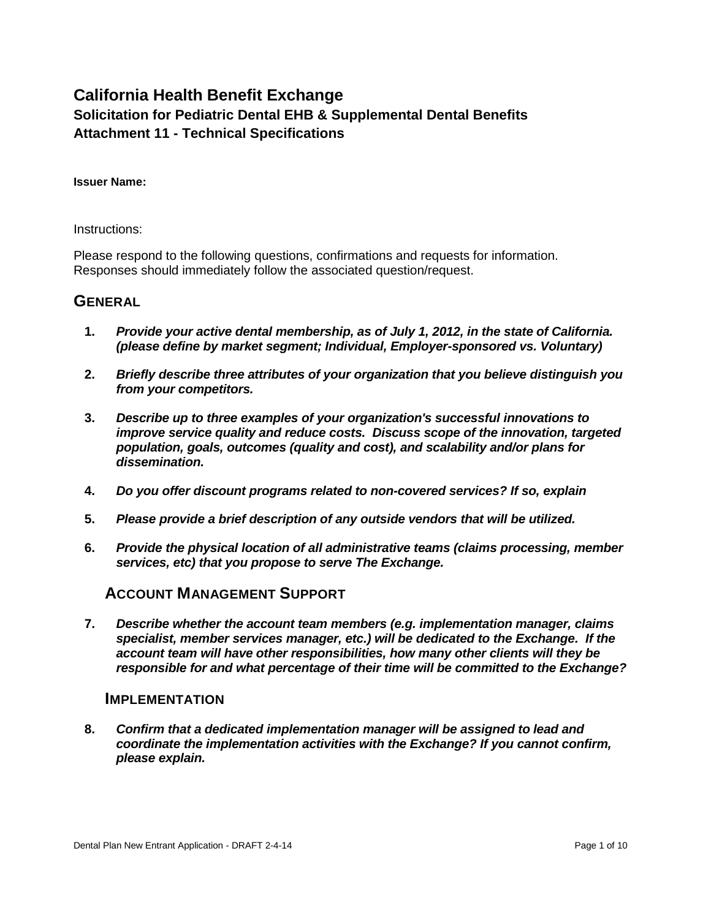# California Health Benefit Exchange

## Solicitation for Pediatric Dental EHB & Supplemental Dental Benefits

## Attachment 11 - Technical Specifications

**Issuer Name:**

Instructions:

Please respond to the following questions, confirmations and requests for information. Responses should immediately follow the associated question/request.

## GENERAL

1. ***Provide your active dental membership, as of July 1, 2012, in the state of California. (please define by market segment; Individual, Employer-sponsored vs. Voluntary)***

2. ***Briefly describe three attributes of your organization that you believe distinguish you from your competitors.***

3. ***Describe up to three examples of your organization's successful innovations to improve service quality and reduce costs. Discuss scope of the innovation, targeted population, goals, outcomes (quality and cost), and scalability and/or plans for dissemination.***

4. ***Do you offer discount programs related to non-covered services? If so, explain***

5. ***Please provide a brief description of any outside vendors that will be utilized.***

6. ***Provide the physical location of all administrative teams (claims processing, member services, etc) that you propose to serve The Exchange.***

### ACCOUNT MANAGEMENT SUPPORT

7. ***Describe whether the account team members (e.g. implementation manager, claims specialist, member services manager, etc.) will be dedicated to the Exchange. If the account team will have other responsibilities, how many other clients will they be responsible for and what percentage of their time will be committed to the Exchange?***

### IMPLEMENTATION

8. ***Confirm that a dedicated implementation manager will be assigned to lead and coordinate the implementation activities with the Exchange? If you cannot confirm, please explain.***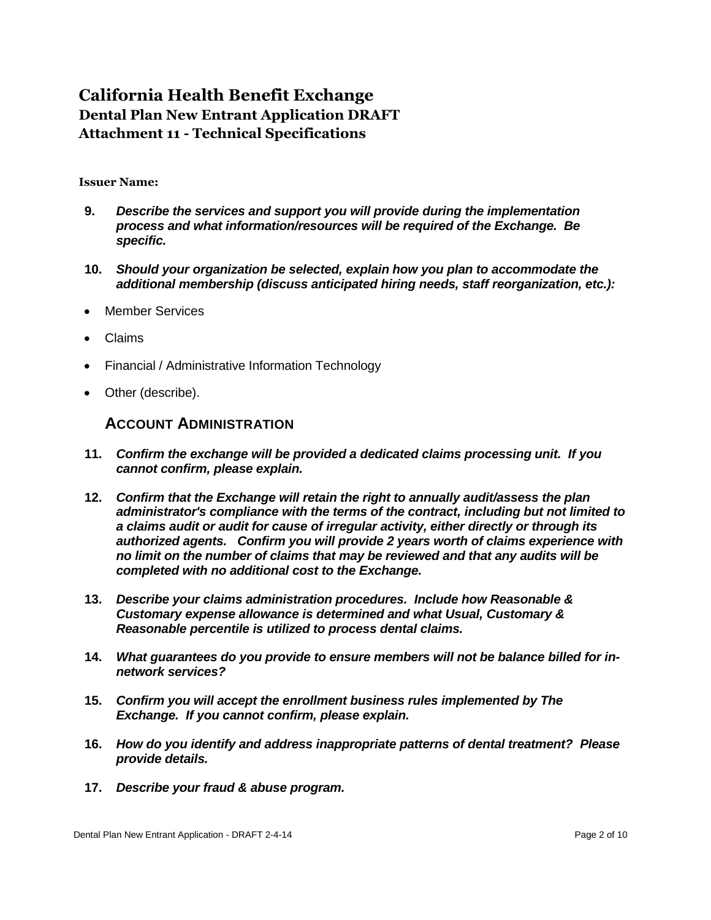# California Health Benefit Exchange

## Dental Plan New Entrant Application DRAFT

## Attachment 11 - Technical Specifications

**Issuer Name:**

**9.** ***Describe the services and support you will provide during the implementation process and what information/resources will be required of the Exchange. Be specific.***

**10.** ***Should your organization be selected, explain how you plan to accommodate the additional membership (discuss anticipated hiring needs, staff reorganization, etc.):***

- Member Services
- Claims
- Financial / Administrative Information Technology
- Other (describe).

### ACCOUNT ADMINISTRATION

**11.** ***Confirm the exchange will be provided a dedicated claims processing unit. If you cannot confirm, please explain.***

**12.** ***Confirm that the Exchange will retain the right to annually audit/assess the plan administrator's compliance with the terms of the contract, including but not limited to a claims audit or audit for cause of irregular activity, either directly or through its authorized agents. Confirm you will provide 2 years worth of claims experience with no limit on the number of claims that may be reviewed and that any audits will be completed with no additional cost to the Exchange.***

**13.** ***Describe your claims administration procedures. Include how Reasonable & Customary expense allowance is determined and what Usual, Customary & Reasonable percentile is utilized to process dental claims.***

**14.** ***What guarantees do you provide to ensure members will not be balance billed for in-network services?***

**15.** ***Confirm you will accept the enrollment business rules implemented by The Exchange. If you cannot confirm, please explain.***

**16.** ***How do you identify and address inappropriate patterns of dental treatment? Please provide details.***

**17.** ***Describe your fraud & abuse program.***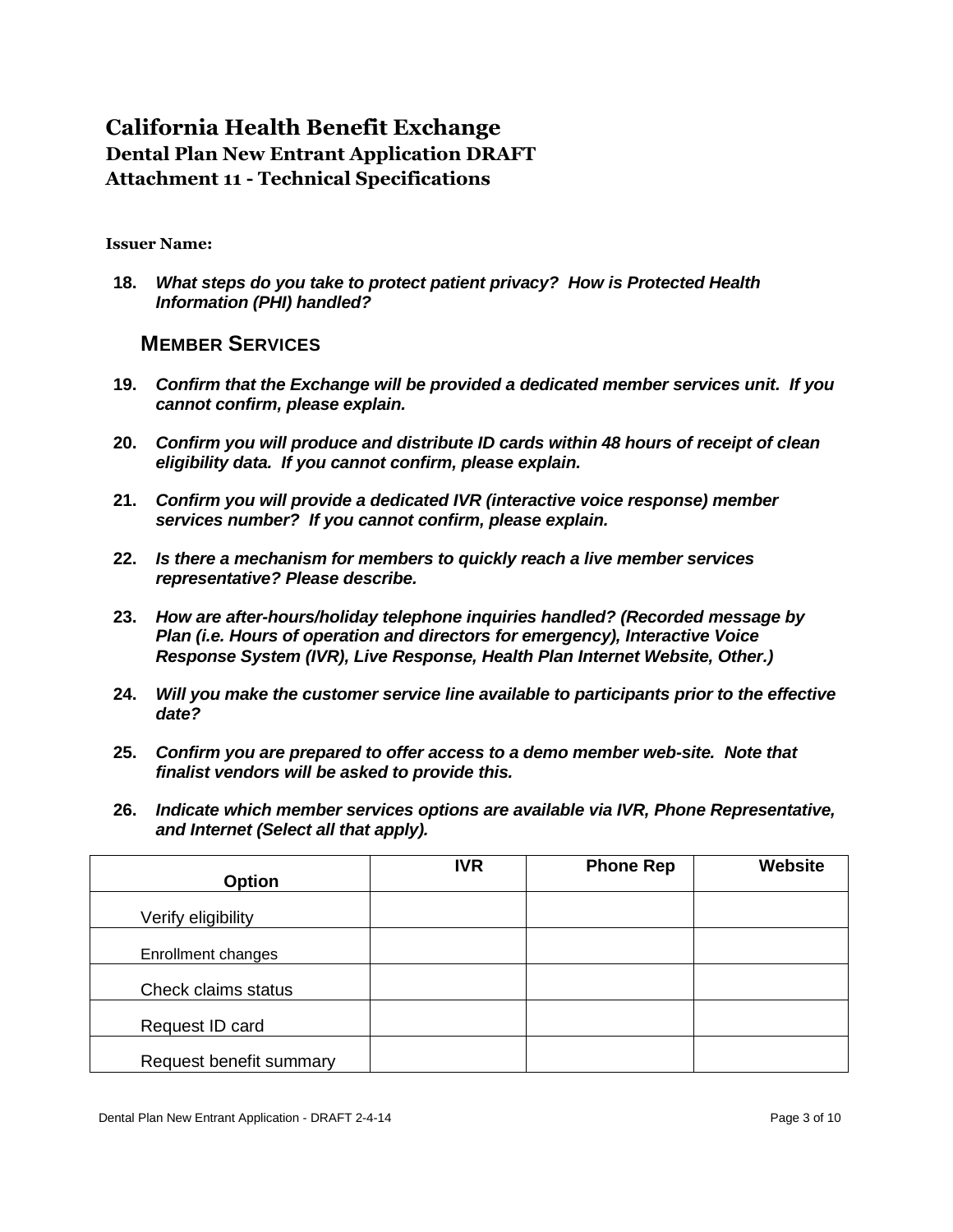# California Health Benefit Exchange
## Dental Plan New Entrant Application DRAFT
## Attachment 11 - Technical Specifications

**Issuer Name:**

**18.** ***What steps do you take to protect patient privacy? How is Protected Health Information (PHI) handled?***

### MEMBER SERVICES

**19.** ***Confirm that the Exchange will be provided a dedicated member services unit. If you cannot confirm, please explain.***

**20.** ***Confirm you will produce and distribute ID cards within 48 hours of receipt of clean eligibility data. If you cannot confirm, please explain.***

**21.** ***Confirm you will provide a dedicated IVR (interactive voice response) member services number? If you cannot confirm, please explain.***

**22.** ***Is there a mechanism for members to quickly reach a live member services representative? Please describe.***

**23.** ***How are after-hours/holiday telephone inquiries handled? (Recorded message by Plan (i.e. Hours of operation and directors for emergency), Interactive Voice Response System (IVR), Live Response, Health Plan Internet Website, Other.)***

**24.** ***Will you make the customer service line available to participants prior to the effective date?***

**25.** ***Confirm you are prepared to offer access to a demo member web-site. Note that finalist vendors will be asked to provide this.***

**26.** ***Indicate which member services options are available via IVR, Phone Representative, and Internet (Select all that apply).***

| Option | IVR | Phone Rep | Website |
|---|---|---|---|
| Verify eligibility | | | |
| Enrollment changes | | | |
| Check claims status | | | |
| Request ID card | | | |
| Request benefit summary | | | |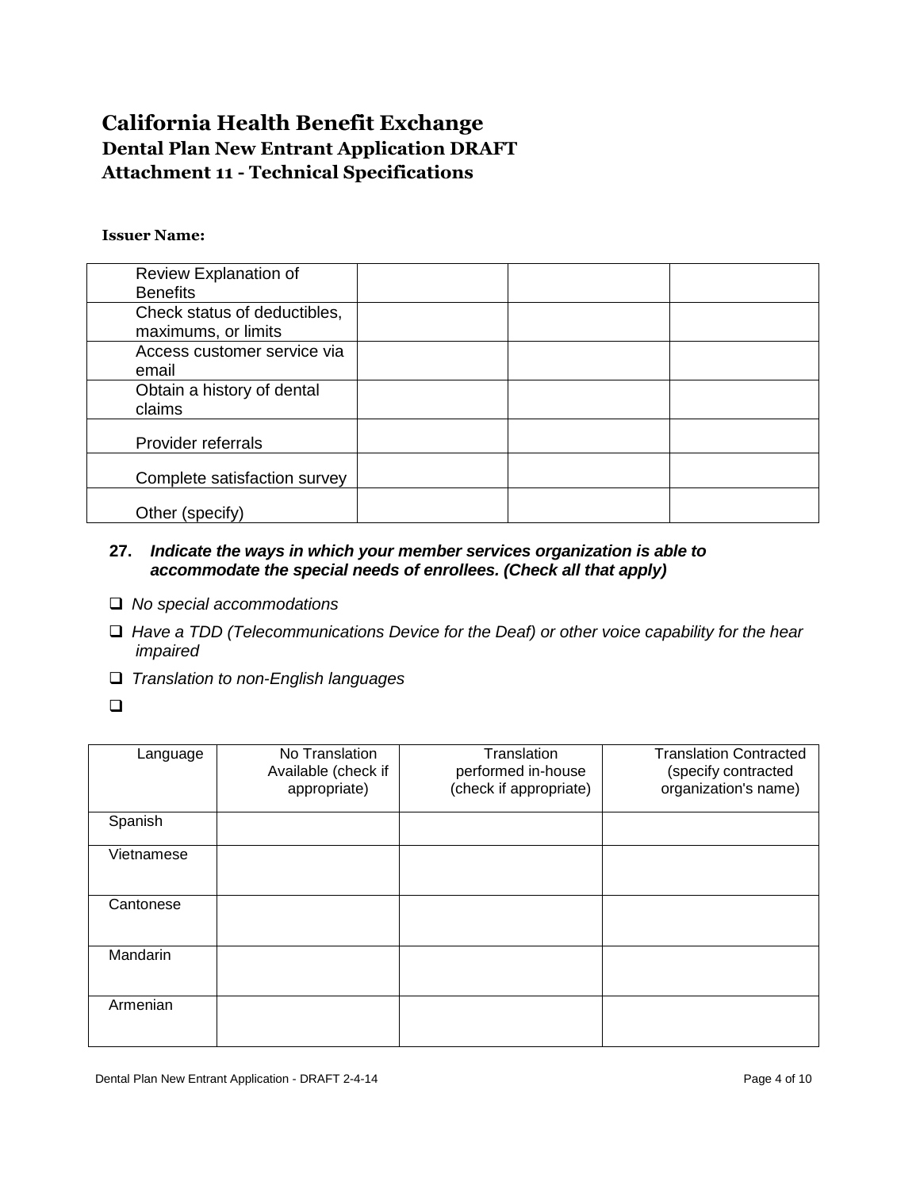# California Health Benefit Exchange
## Dental Plan New Entrant Application DRAFT
## Attachment 11 - Technical Specifications

**Issuer Name:**

| | | | |
|---|---|---|---|
| Review Explanation of Benefits | | | |
| Check status of deductibles, maximums, or limits | | | |
| Access customer service via email | | | |
| Obtain a history of dental claims | | | |
| Provider referrals | | | |
| Complete satisfaction survey | | | |
| Other (specify) | | | |

**27.** ***Indicate the ways in which your member services organization is able to accommodate the special needs of enrollees. (Check all that apply)***

- ❑ *No special accommodations*
- ❑ *Have a TDD (Telecommunications Device for the Deaf) or other voice capability for the hear impaired*
- ❑ *Translation to non-English languages*
- ❑

| Language | No Translation Available (check if appropriate) | Translation performed in-house (check if appropriate) | Translation Contracted (specify contracted organization's name) |
|---|---|---|---|
| Spanish | | | |
| Vietnamese | | | |
| Cantonese | | | |
| Mandarin | | | |
| Armenian | | | |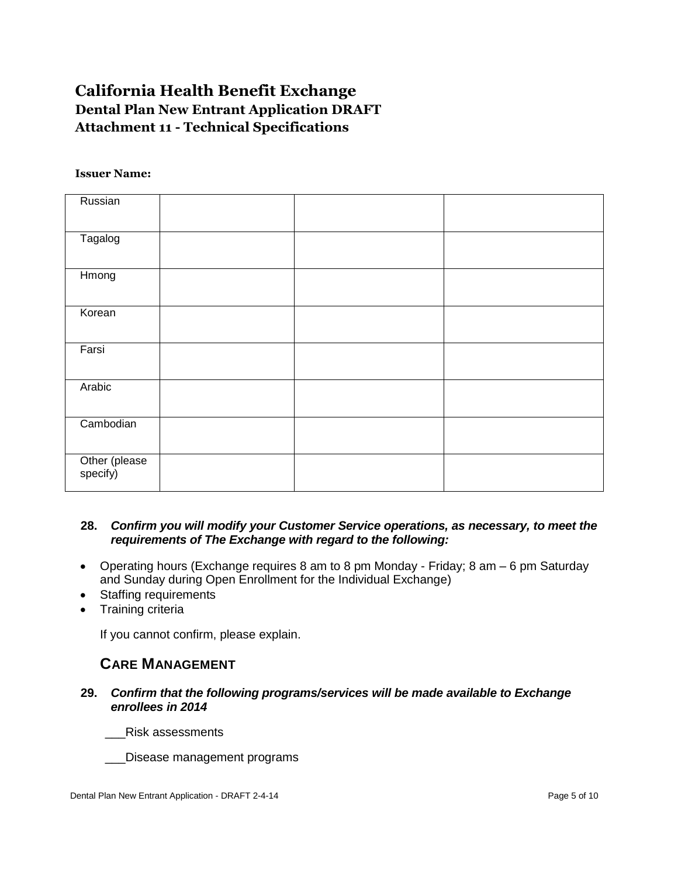# California Health Benefit Exchange

## Dental Plan New Entrant Application DRAFT

## Attachment 11 - Technical Specifications

**Issuer Name:**

| | | | |
|---|---|---|---|
| Russian | | | |
| Tagalog | | | |
| Hmong | | | |
| Korean | | | |
| Farsi | | | |
| Arabic | | | |
| Cambodian | | | |
| Other (please specify) | | | |

**28.** ***Confirm you will modify your Customer Service operations, as necessary, to meet the requirements of The Exchange with regard to the following:***

- Operating hours (Exchange requires 8 am to 8 pm Monday - Friday; 8 am – 6 pm Saturday and Sunday during Open Enrollment for the Individual Exchange)
- Staffing requirements
- Training criteria

If you cannot confirm, please explain.

## CARE MANAGEMENT

**29.** ***Confirm that the following programs/services will be made available to Exchange enrollees in 2014***

___Risk assessments

___Disease management programs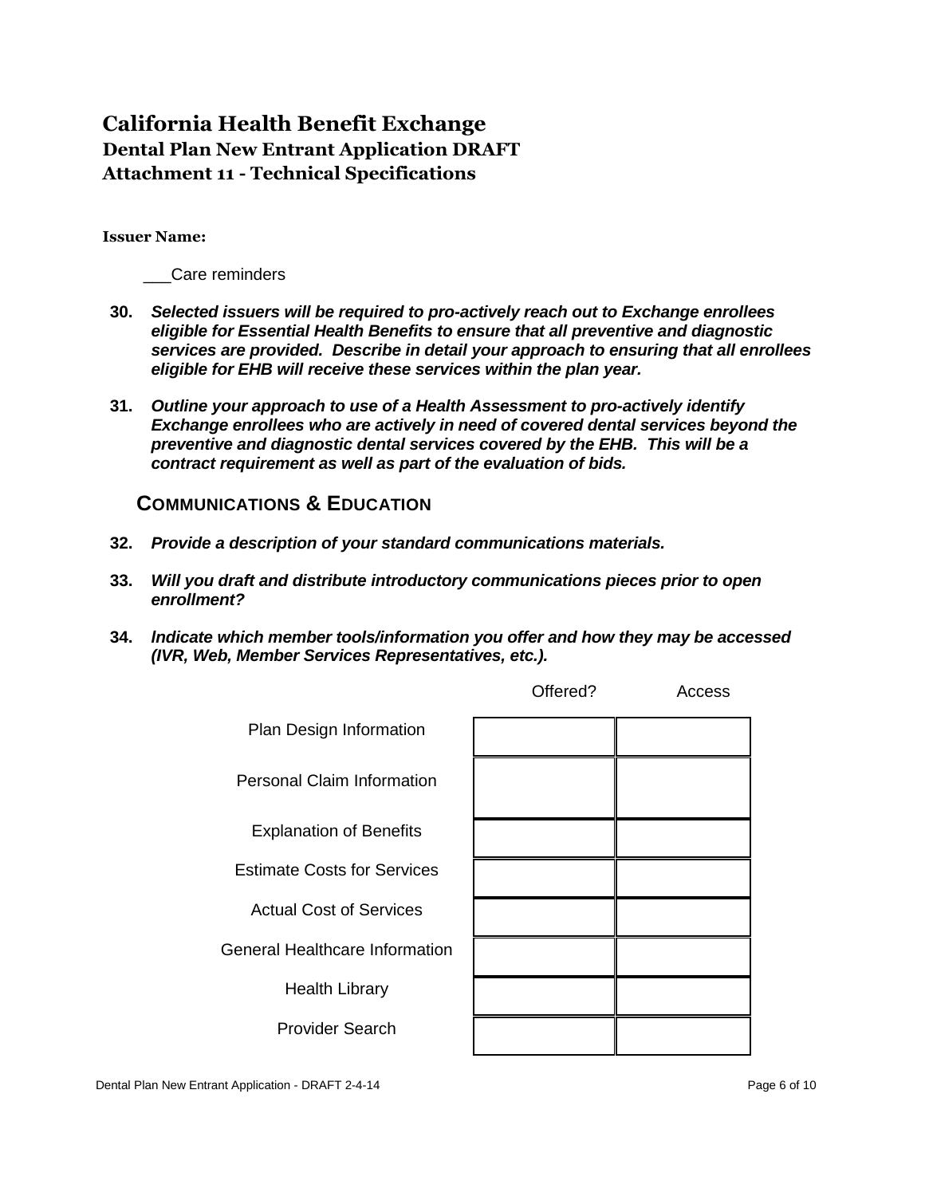# California Health Benefit Exchange
## Dental Plan New Entrant Application DRAFT
## Attachment 11 - Technical Specifications

**Issuer Name:**

___Care reminders

**30.** ***Selected issuers will be required to pro-actively reach out to Exchange enrollees eligible for Essential Health Benefits to ensure that all preventive and diagnostic services are provided. Describe in detail your approach to ensuring that all enrollees eligible for EHB will receive these services within the plan year.***

**31.** ***Outline your approach to use of a Health Assessment to pro-actively identify Exchange enrollees who are actively in need of covered dental services beyond the preventive and diagnostic dental services covered by the EHB. This will be a contract requirement as well as part of the evaluation of bids.***

### COMMUNICATIONS & EDUCATION

**32.** ***Provide a description of your standard communications materials.***

**33.** ***Will you draft and distribute introductory communications pieces prior to open enrollment?***

**34.** ***Indicate which member tools/information you offer and how they may be accessed (IVR, Web, Member Services Representatives, etc.).***

| | Offered? | Access |
|---|---|---|
| Plan Design Information | | |
| Personal Claim Information | | |
| Explanation of Benefits | | |
| Estimate Costs for Services | | |
| Actual Cost of Services | | |
| General Healthcare Information | | |
| Health Library | | |
| Provider Search | | |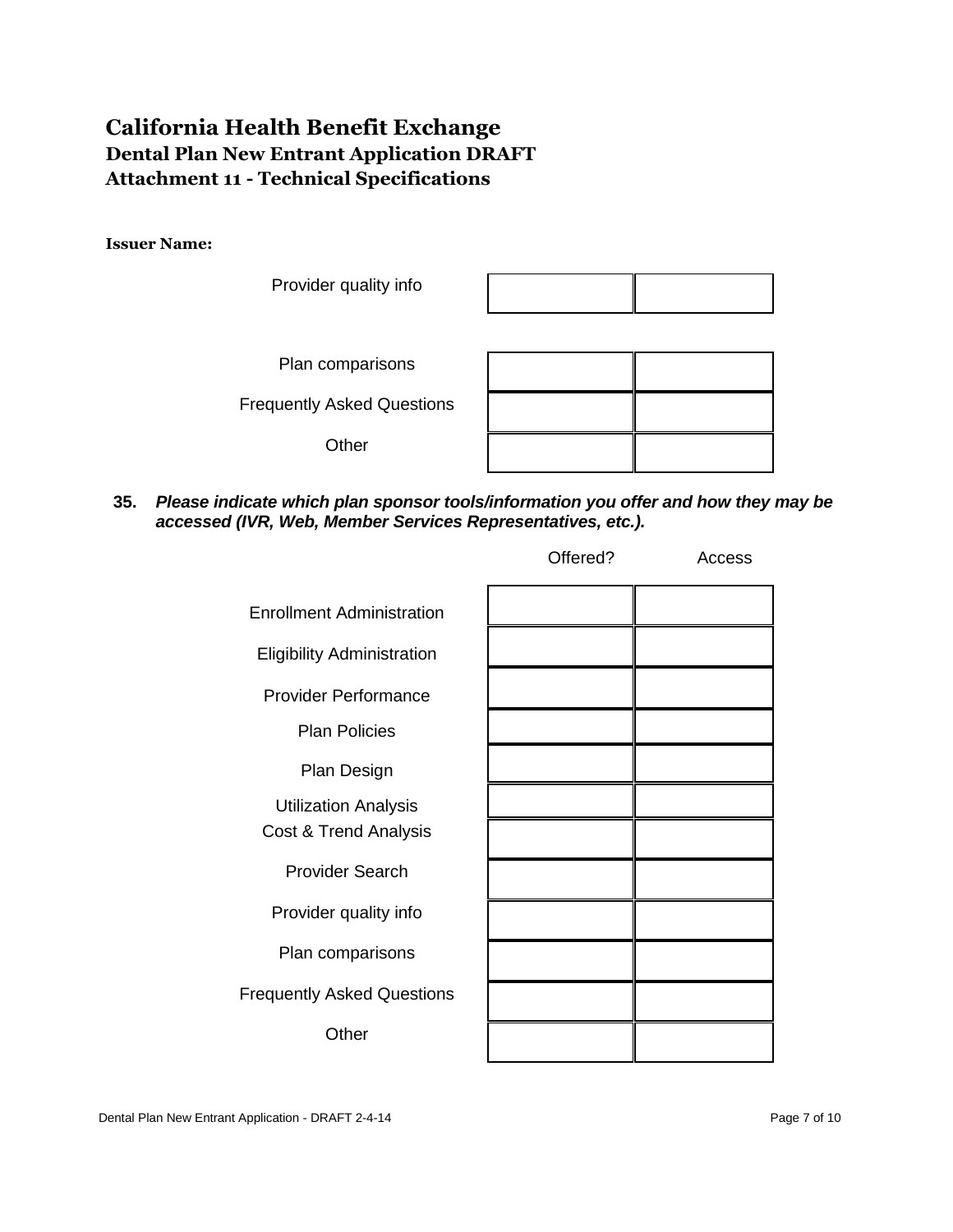# California Health Benefit Exchange
## Dental Plan New Entrant Application DRAFT
## Attachment 11 - Technical Specifications

**Issuer Name:**

| | | |
|---|---|---|
| Provider quality info | | |
| Plan comparisons | | |
| Frequently Asked Questions | | |
| Other | | |

**35.** ***Please indicate which plan sponsor tools/information you offer and how they may be accessed (IVR, Web, Member Services Representatives, etc.).***

| | Offered? | Access |
|---|---|---|
| Enrollment Administration | | |
| Eligibility Administration | | |
| Provider Performance | | |
| Plan Policies | | |
| Plan Design | | |
| Utilization Analysis | | |
| Cost & Trend Analysis | | |
| Provider Search | | |
| Provider quality info | | |
| Plan comparisons | | |
| Frequently Asked Questions | | |
| Other | | |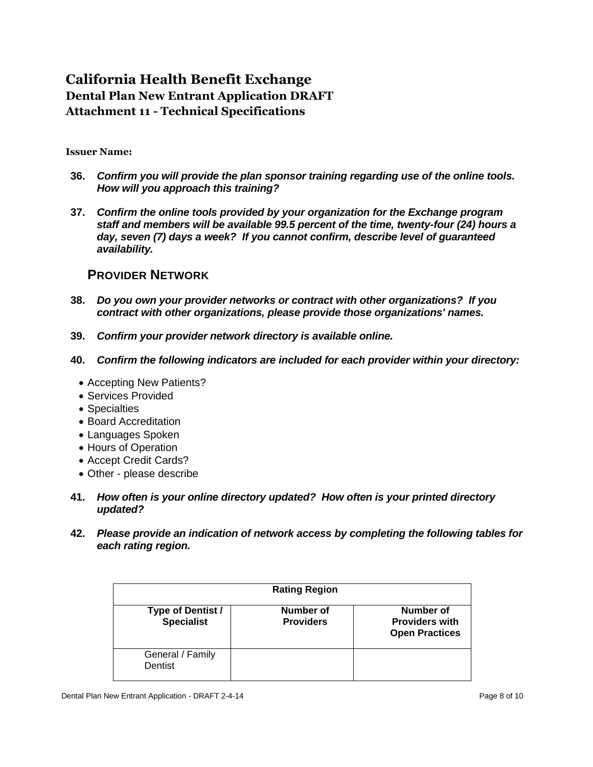# California Health Benefit Exchange
## Dental Plan New Entrant Application DRAFT
## Attachment 11 - Technical Specifications

**Issuer Name:**

36. ***Confirm you will provide the plan sponsor training regarding use of the online tools. How will you approach this training?***

37. ***Confirm the online tools provided by your organization for the Exchange program staff and members will be available 99.5 percent of the time, twenty-four (24) hours a day, seven (7) days a week? If you cannot confirm, describe level of guaranteed availability.***

### PROVIDER NETWORK

38. ***Do you own your provider networks or contract with other organizations? If you contract with other organizations, please provide those organizations' names.***

39. ***Confirm your provider network directory is available online.***

40. ***Confirm the following indicators are included for each provider within your directory:***

- Accepting New Patients?
- Services Provided
- Specialties
- Board Accreditation
- Languages Spoken
- Hours of Operation
- Accept Credit Cards?
- Other - please describe

41. ***How often is your online directory updated? How often is your printed directory updated?***

42. ***Please provide an indication of network access by completing the following tables for each rating region.***

| **Rating Region** | | |
|---|---|---|
| **Type of Dentist / Specialist** | **Number of Providers** | **Number of Providers with Open Practices** |
| General / Family Dentist | | |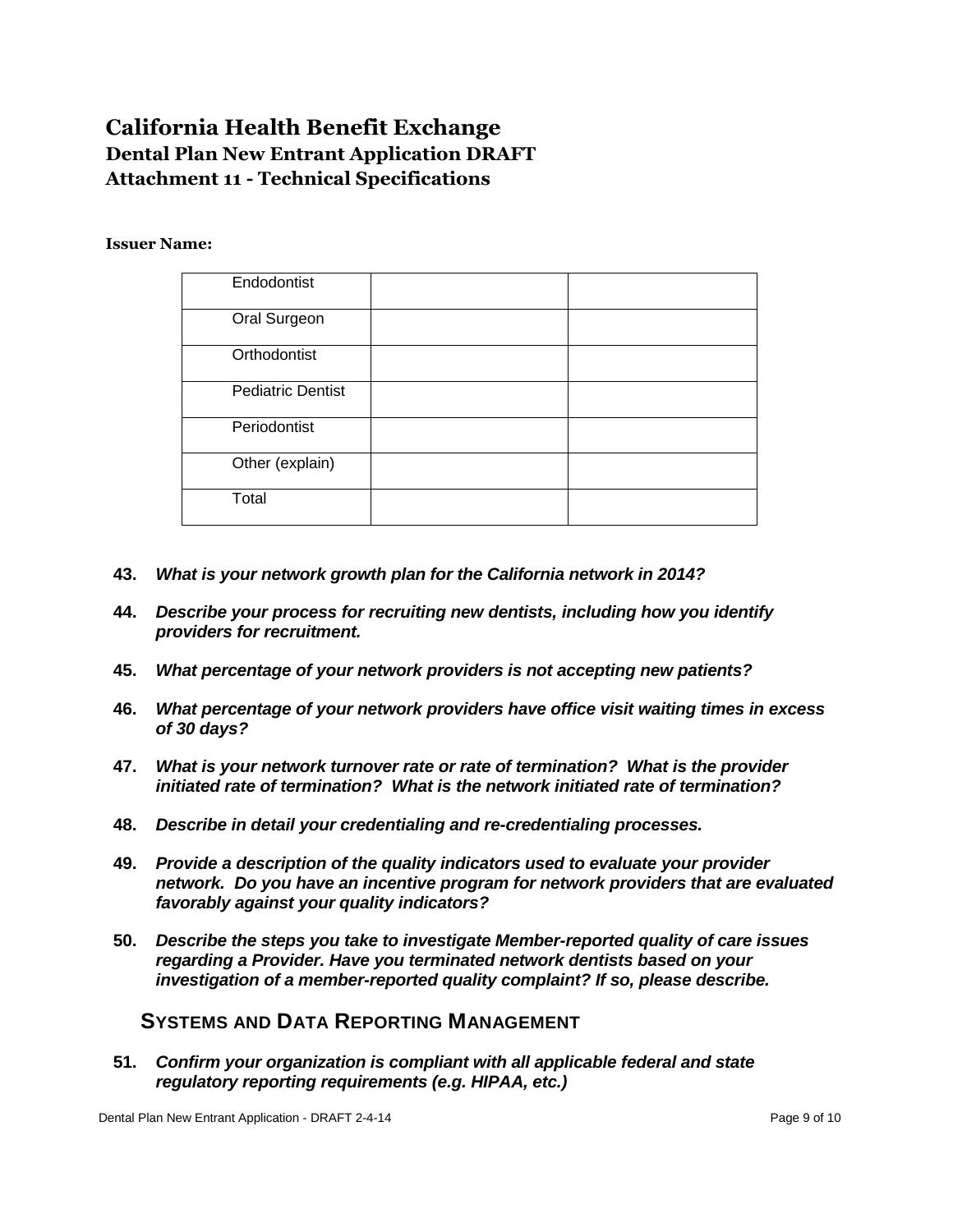# California Health Benefit Exchange
## Dental Plan New Entrant Application DRAFT
## Attachment 11 - Technical Specifications

**Issuer Name:**

| | | |
|---|---|---|
| Endodontist | | |
| Oral Surgeon | | |
| Orthodontist | | |
| Pediatric Dentist | | |
| Periodontist | | |
| Other (explain) | | |
| Total | | |

**43.** ***What is your network growth plan for the California network in 2014?***

**44.** ***Describe your process for recruiting new dentists, including how you identify providers for recruitment.***

**45.** ***What percentage of your network providers is not accepting new patients?***

**46.** ***What percentage of your network providers have office visit waiting times in excess of 30 days?***

**47.** ***What is your network turnover rate or rate of termination? What is the provider initiated rate of termination? What is the network initiated rate of termination?***

**48.** ***Describe in detail your credentialing and re-credentialing processes.***

**49.** ***Provide a description of the quality indicators used to evaluate your provider network. Do you have an incentive program for network providers that are evaluated favorably against your quality indicators?***

**50.** ***Describe the steps you take to investigate Member-reported quality of care issues regarding a Provider. Have you terminated network dentists based on your investigation of a member-reported quality complaint? If so, please describe.***

### SYSTEMS AND DATA REPORTING MANAGEMENT

**51.** ***Confirm your organization is compliant with all applicable federal and state regulatory reporting requirements (e.g. HIPAA, etc.)***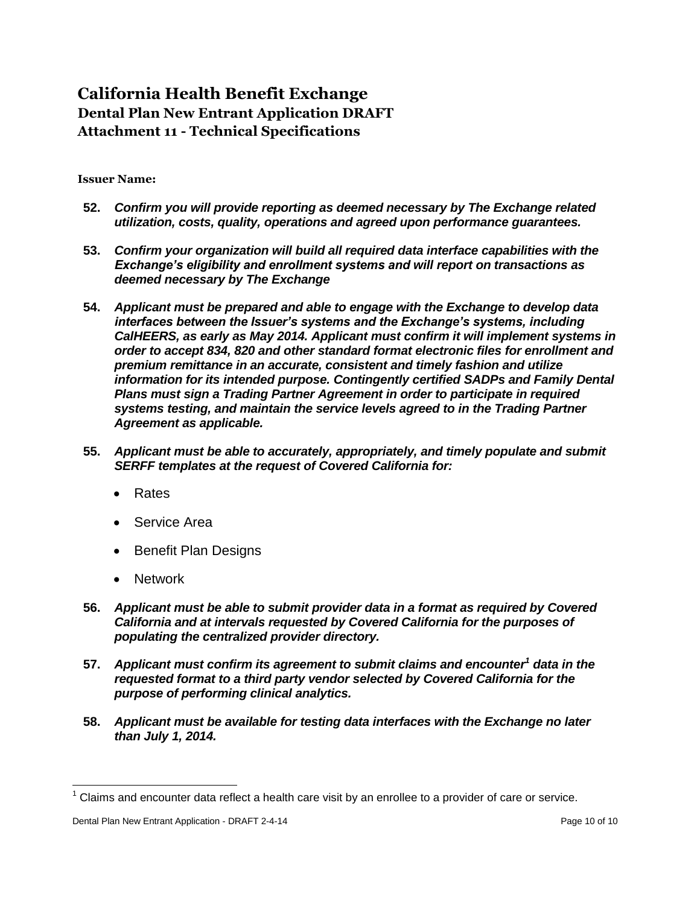# California Health Benefit Exchange

## Dental Plan New Entrant Application DRAFT

## Attachment 11 - Technical Specifications

**Issuer Name:**

**52.** ***Confirm you will provide reporting as deemed necessary by The Exchange related utilization, costs, quality, operations and agreed upon performance guarantees.***

**53.** ***Confirm your organization will build all required data interface capabilities with the Exchange's eligibility and enrollment systems and will report on transactions as deemed necessary by The Exchange***

**54.** ***Applicant must be prepared and able to engage with the Exchange to develop data interfaces between the Issuer's systems and the Exchange's systems, including CalHEERS, as early as May 2014. Applicant must confirm it will implement systems in order to accept 834, 820 and other standard format electronic files for enrollment and premium remittance in an accurate, consistent and timely fashion and utilize information for its intended purpose. Contingently certified SADPs and Family Dental Plans must sign a Trading Partner Agreement in order to participate in required systems testing, and maintain the service levels agreed to in the Trading Partner Agreement as applicable.***

**55.** ***Applicant must be able to accurately, appropriately, and timely populate and submit SERFF templates at the request of Covered California for:***

- Rates
- Service Area
- Benefit Plan Designs
- Network

**56.** ***Applicant must be able to submit provider data in a format as required by Covered California and at intervals requested by Covered California for the purposes of populating the centralized provider directory.***

**57.** ***Applicant must confirm its agreement to submit claims and encounter[1] data in the requested format to a third party vendor selected by Covered California for the purpose of performing clinical analytics.***

**58.** ***Applicant must be available for testing data interfaces with the Exchange no later than July 1, 2014.***

---

[1] Claims and encounter data reflect a health care visit by an enrollee to a provider of care or service.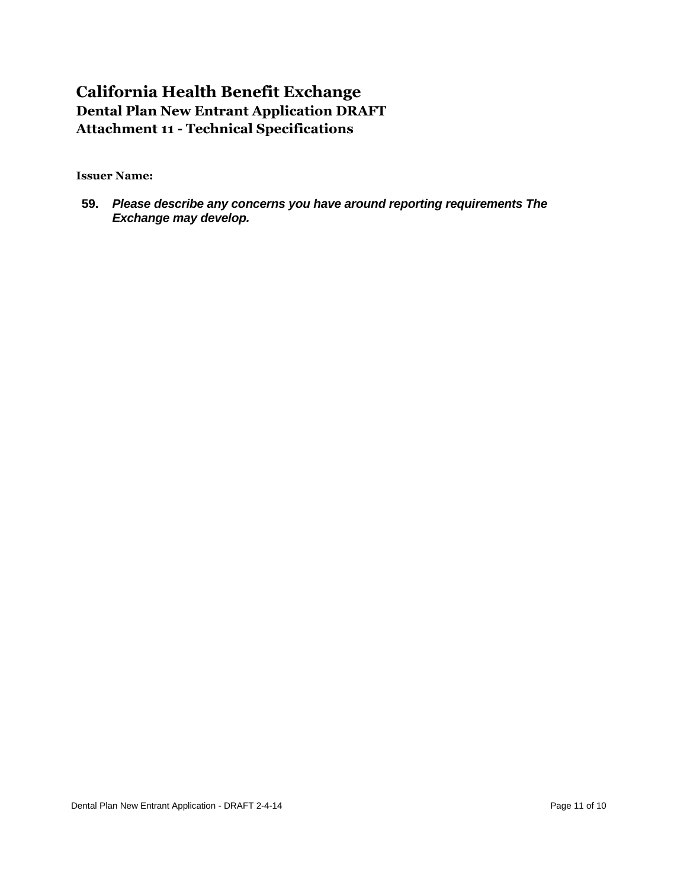# California Health Benefit Exchange

## Dental Plan New Entrant Application DRAFT

## Attachment 11 - Technical Specifications

**Issuer Name:**

**59.** ***Please describe any concerns you have around reporting requirements The Exchange may develop.***